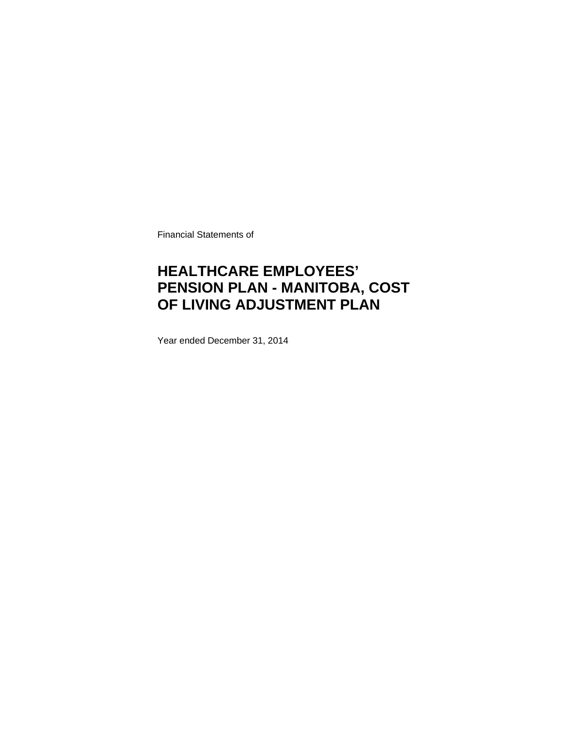Financial Statements of

# HEALTHCARE EMPLOYEES' PENSION PLAN - MANITOBA, COST OF LIVING ADJUSTMENT PLAN

Year ended December 31, 2014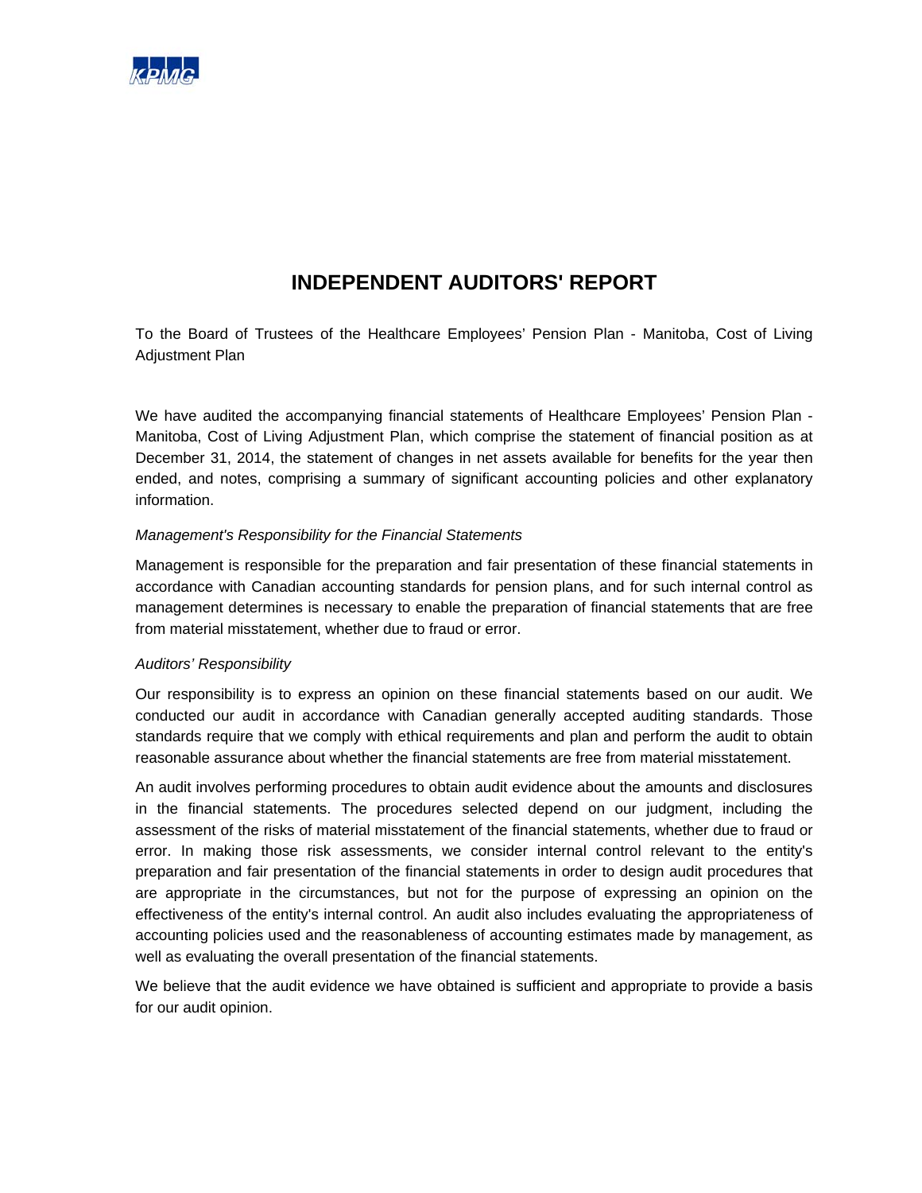# INDEPENDENT AUDITORS' REPORT

To the Board of Trustees of the Healthcare Employees' Pension Plan - Manitoba, Cost of Living Adjustment Plan

We have audited the accompanying financial statements of Healthcare Employees' Pension Plan - Manitoba, Cost of Living Adjustment Plan, which comprise the statement of financial position as at December 31, 2014, the statement of changes in net assets available for benefits for the year then ended, and notes, comprising a summary of significant accounting policies and other explanatory information.

*Management's Responsibility for the Financial Statements*

Management is responsible for the preparation and fair presentation of these financial statements in accordance with Canadian accounting standards for pension plans, and for such internal control as management determines is necessary to enable the preparation of financial statements that are free from material misstatement, whether due to fraud or error.

*Auditors' Responsibility*

Our responsibility is to express an opinion on these financial statements based on our audit. We conducted our audit in accordance with Canadian generally accepted auditing standards. Those standards require that we comply with ethical requirements and plan and perform the audit to obtain reasonable assurance about whether the financial statements are free from material misstatement.

An audit involves performing procedures to obtain audit evidence about the amounts and disclosures in the financial statements. The procedures selected depend on our judgment, including the assessment of the risks of material misstatement of the financial statements, whether due to fraud or error. In making those risk assessments, we consider internal control relevant to the entity's preparation and fair presentation of the financial statements in order to design audit procedures that are appropriate in the circumstances, but not for the purpose of expressing an opinion on the effectiveness of the entity's internal control. An audit also includes evaluating the appropriateness of accounting policies used and the reasonableness of accounting estimates made by management, as well as evaluating the overall presentation of the financial statements.

We believe that the audit evidence we have obtained is sufficient and appropriate to provide a basis for our audit opinion.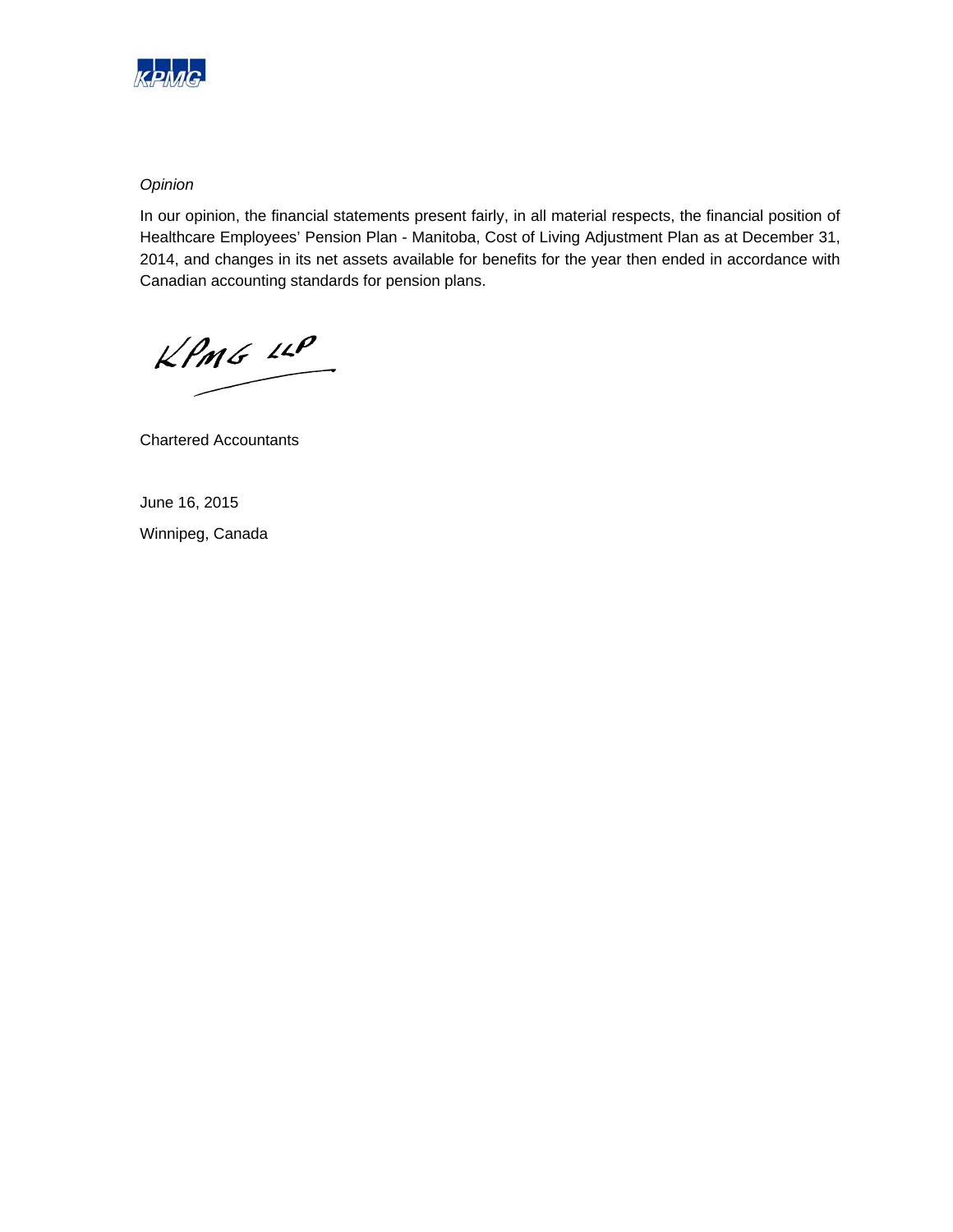*Opinion*

In our opinion, the financial statements present fairly, in all material respects, the financial position of Healthcare Employees' Pension Plan - Manitoba, Cost of Living Adjustment Plan as at December 31, 2014, and changes in its net assets available for benefits for the year then ended in accordance with Canadian accounting standards for pension plans.

KPMG LLP

Chartered Accountants

June 16, 2015

Winnipeg, Canada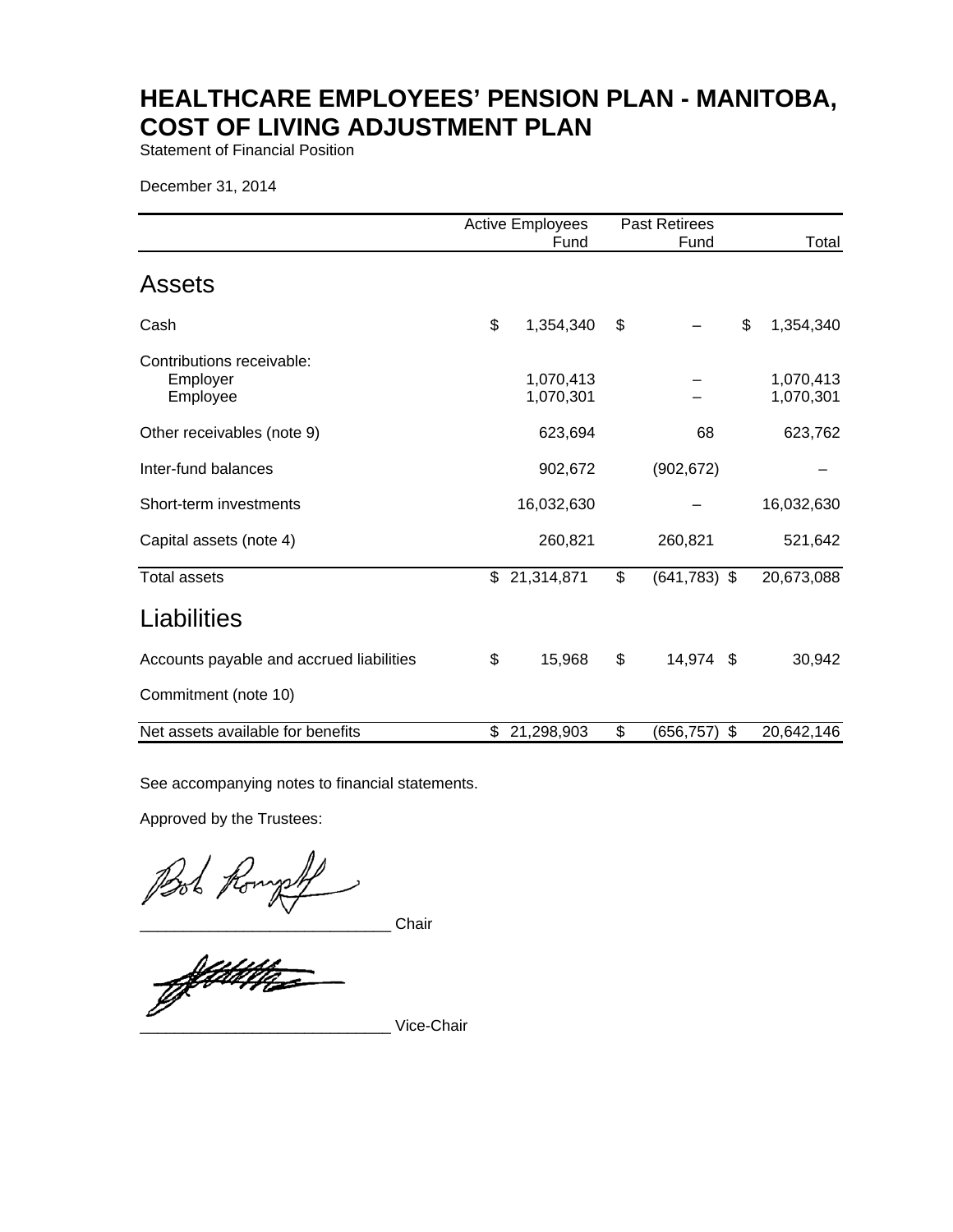# HEALTHCARE EMPLOYEES' PENSION PLAN - MANITOBA, COST OF LIVING ADJUSTMENT PLAN

Statement of Financial Position

December 31, 2014

| | Active Employees Fund | Past Retirees Fund | Total |
|---|---|---|---|
| **Assets** | | | |
| Cash | $ 1,354,340 | $ – | $ 1,354,340 |
| Contributions receivable: | | | |
| Employer | 1,070,413 | – | 1,070,413 |
| Employee | 1,070,301 | – | 1,070,301 |
| Other receivables (note 9) | 623,694 | 68 | 623,762 |
| Inter-fund balances | 902,672 | (902,672) | – |
| Short-term investments | 16,032,630 | – | 16,032,630 |
| Capital assets (note 4) | 260,821 | 260,821 | 521,642 |
| Total assets | $ 21,314,871 | $ (641,783) | $ 20,673,088 |
| **Liabilities** | | | |
| Accounts payable and accrued liabilities | $ 15,968 | $ 14,974 | $ 30,942 |
| Commitment (note 10) | | | |
| Net assets available for benefits | $ 21,298,903 | $ (656,757) | $ 20,642,146 |

See accompanying notes to financial statements.

Approved by the Trustees:

____________________________ Chair

____________________________ Vice-Chair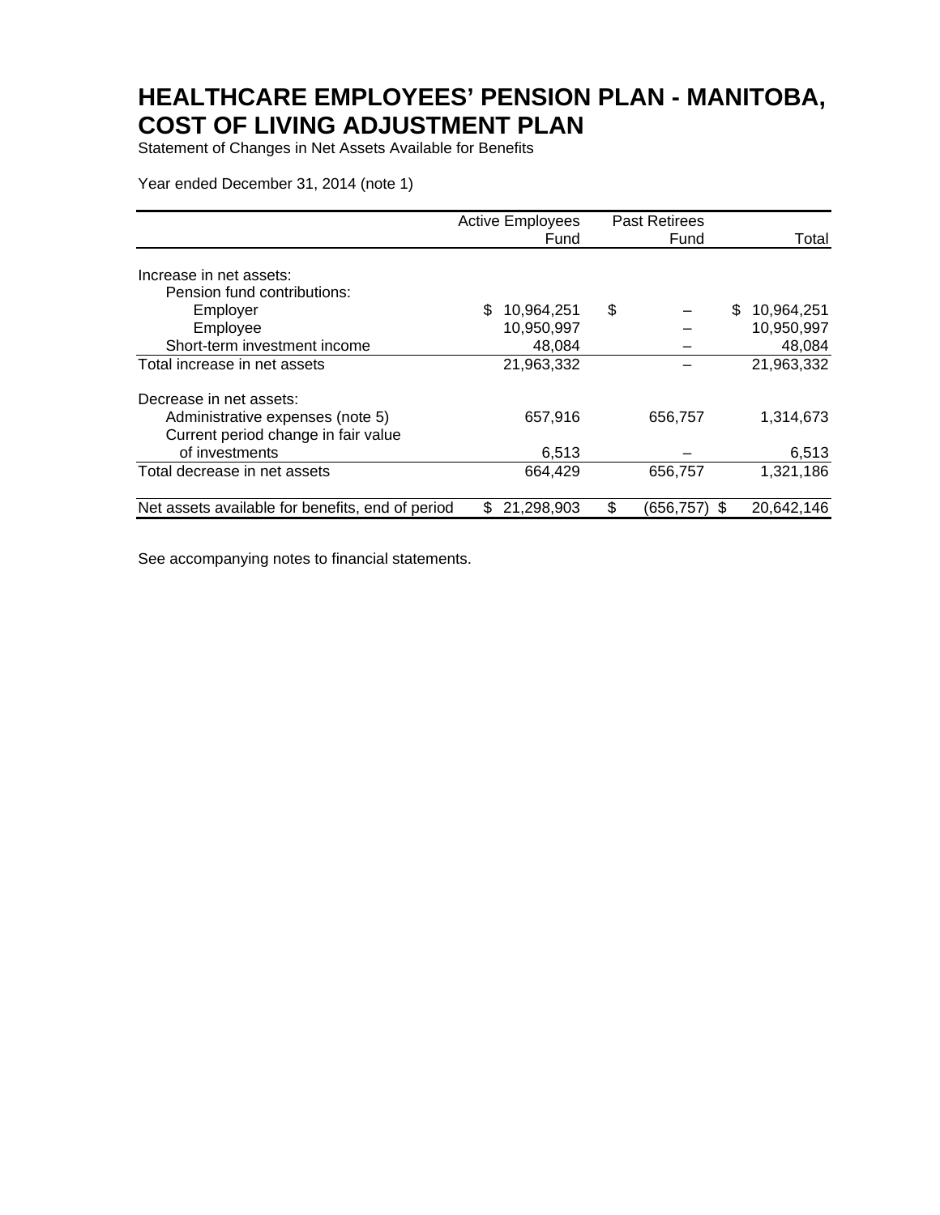# HEALTHCARE EMPLOYEES' PENSION PLAN - MANITOBA, COST OF LIVING ADJUSTMENT PLAN

Statement of Changes in Net Assets Available for Benefits

Year ended December 31, 2014 (note 1)

| | Active Employees Fund | Past Retirees Fund | Total |
|---|---|---|---|
| Increase in net assets: | | | |
| Pension fund contributions: | | | |
| Employer | $ 10,964,251 | $ – | $ 10,964,251 |
| Employee | 10,950,997 | – | 10,950,997 |
| Short-term investment income | 48,084 | – | 48,084 |
| Total increase in net assets | 21,963,332 | – | 21,963,332 |
| Decrease in net assets: | | | |
| Administrative expenses (note 5) | 657,916 | 656,757 | 1,314,673 |
| Current period change in fair value of investments | 6,513 | – | 6,513 |
| Total decrease in net assets | 664,429 | 656,757 | 1,321,186 |
| Net assets available for benefits, end of period | $ 21,298,903 | $ (656,757) | $ 20,642,146 |

See accompanying notes to financial statements.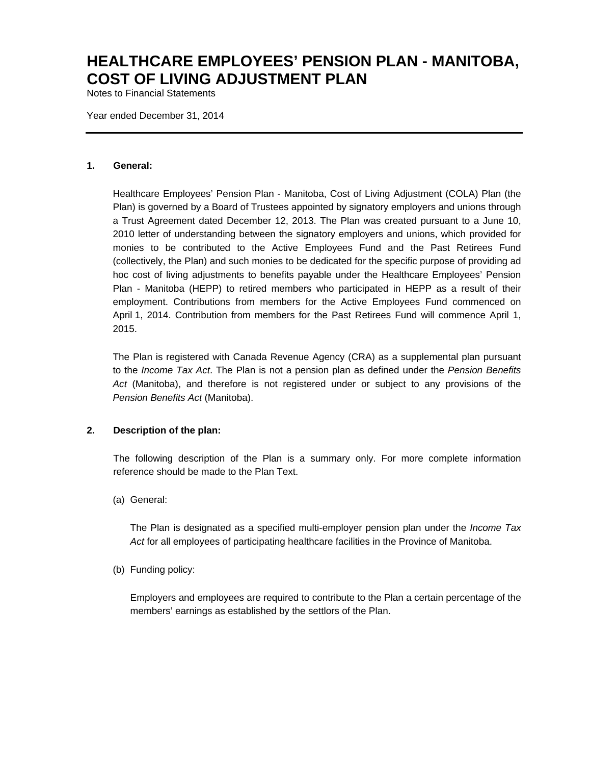# HEALTHCARE EMPLOYEES' PENSION PLAN - MANITOBA, COST OF LIVING ADJUSTMENT PLAN

Notes to Financial Statements

Year ended December 31, 2014

---

**1. General:**

Healthcare Employees' Pension Plan - Manitoba, Cost of Living Adjustment (COLA) Plan (the Plan) is governed by a Board of Trustees appointed by signatory employers and unions through a Trust Agreement dated December 12, 2013. The Plan was created pursuant to a June 10, 2010 letter of understanding between the signatory employers and unions, which provided for monies to be contributed to the Active Employees Fund and the Past Retirees Fund (collectively, the Plan) and such monies to be dedicated for the specific purpose of providing ad hoc cost of living adjustments to benefits payable under the Healthcare Employees' Pension Plan - Manitoba (HEPP) to retired members who participated in HEPP as a result of their employment. Contributions from members for the Active Employees Fund commenced on April 1, 2014. Contribution from members for the Past Retirees Fund will commence April 1, 2015.

The Plan is registered with Canada Revenue Agency (CRA) as a supplemental plan pursuant to the *Income Tax Act*. The Plan is not a pension plan as defined under the *Pension Benefits Act* (Manitoba), and therefore is not registered under or subject to any provisions of the *Pension Benefits Act* (Manitoba).

**2. Description of the plan:**

The following description of the Plan is a summary only. For more complete information reference should be made to the Plan Text.

(a) General:

The Plan is designated as a specified multi-employer pension plan under the *Income Tax Act* for all employees of participating healthcare facilities in the Province of Manitoba.

(b) Funding policy:

Employers and employees are required to contribute to the Plan a certain percentage of the members' earnings as established by the settlors of the Plan.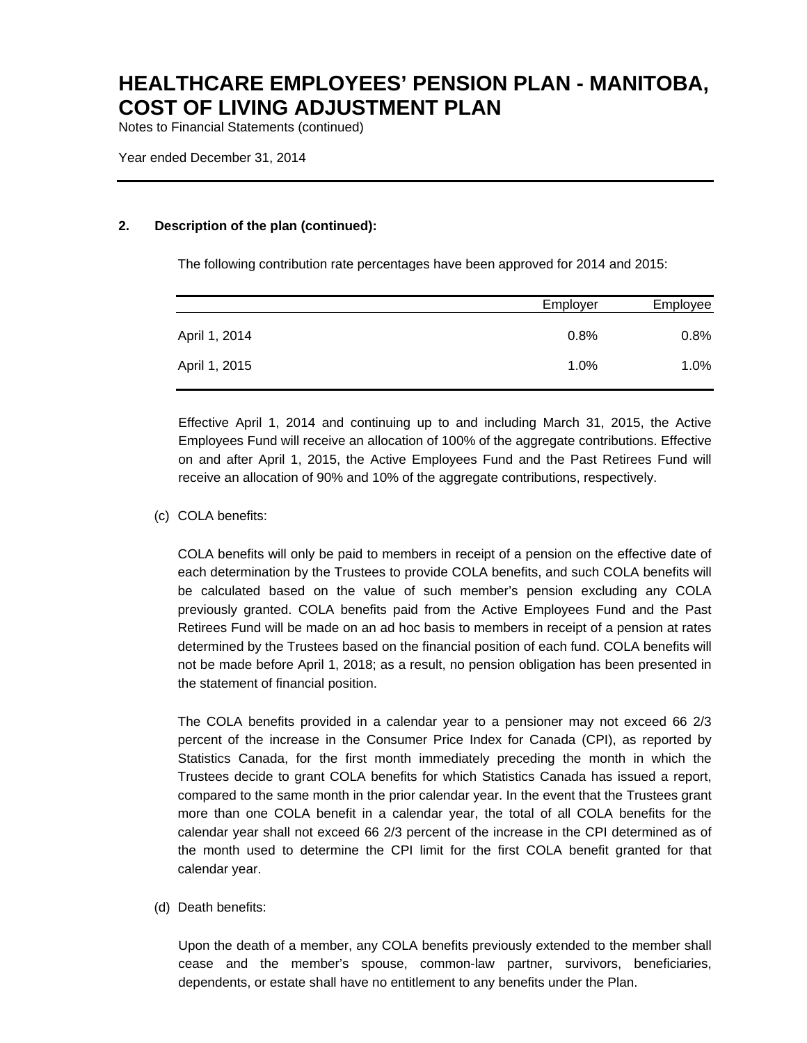# HEALTHCARE EMPLOYEES' PENSION PLAN - MANITOBA, COST OF LIVING ADJUSTMENT PLAN

Notes to Financial Statements (continued)

Year ended December 31, 2014

**2. Description of the plan (continued):**

The following contribution rate percentages have been approved for 2014 and 2015:

| | Employer | Employee |
|---|---|---|
| April 1, 2014 | 0.8% | 0.8% |
| April 1, 2015 | 1.0% | 1.0% |

Effective April 1, 2014 and continuing up to and including March 31, 2015, the Active Employees Fund will receive an allocation of 100% of the aggregate contributions. Effective on and after April 1, 2015, the Active Employees Fund and the Past Retirees Fund will receive an allocation of 90% and 10% of the aggregate contributions, respectively.

(c) COLA benefits:

COLA benefits will only be paid to members in receipt of a pension on the effective date of each determination by the Trustees to provide COLA benefits, and such COLA benefits will be calculated based on the value of such member's pension excluding any COLA previously granted. COLA benefits paid from the Active Employees Fund and the Past Retirees Fund will be made on an ad hoc basis to members in receipt of a pension at rates determined by the Trustees based on the financial position of each fund. COLA benefits will not be made before April 1, 2018; as a result, no pension obligation has been presented in the statement of financial position.

The COLA benefits provided in a calendar year to a pensioner may not exceed 66 2/3 percent of the increase in the Consumer Price Index for Canada (CPI), as reported by Statistics Canada, for the first month immediately preceding the month in which the Trustees decide to grant COLA benefits for which Statistics Canada has issued a report, compared to the same month in the prior calendar year. In the event that the Trustees grant more than one COLA benefit in a calendar year, the total of all COLA benefits for the calendar year shall not exceed 66 2/3 percent of the increase in the CPI determined as of the month used to determine the CPI limit for the first COLA benefit granted for that calendar year.

(d) Death benefits:

Upon the death of a member, any COLA benefits previously extended to the member shall cease and the member's spouse, common-law partner, survivors, beneficiaries, dependents, or estate shall have no entitlement to any benefits under the Plan.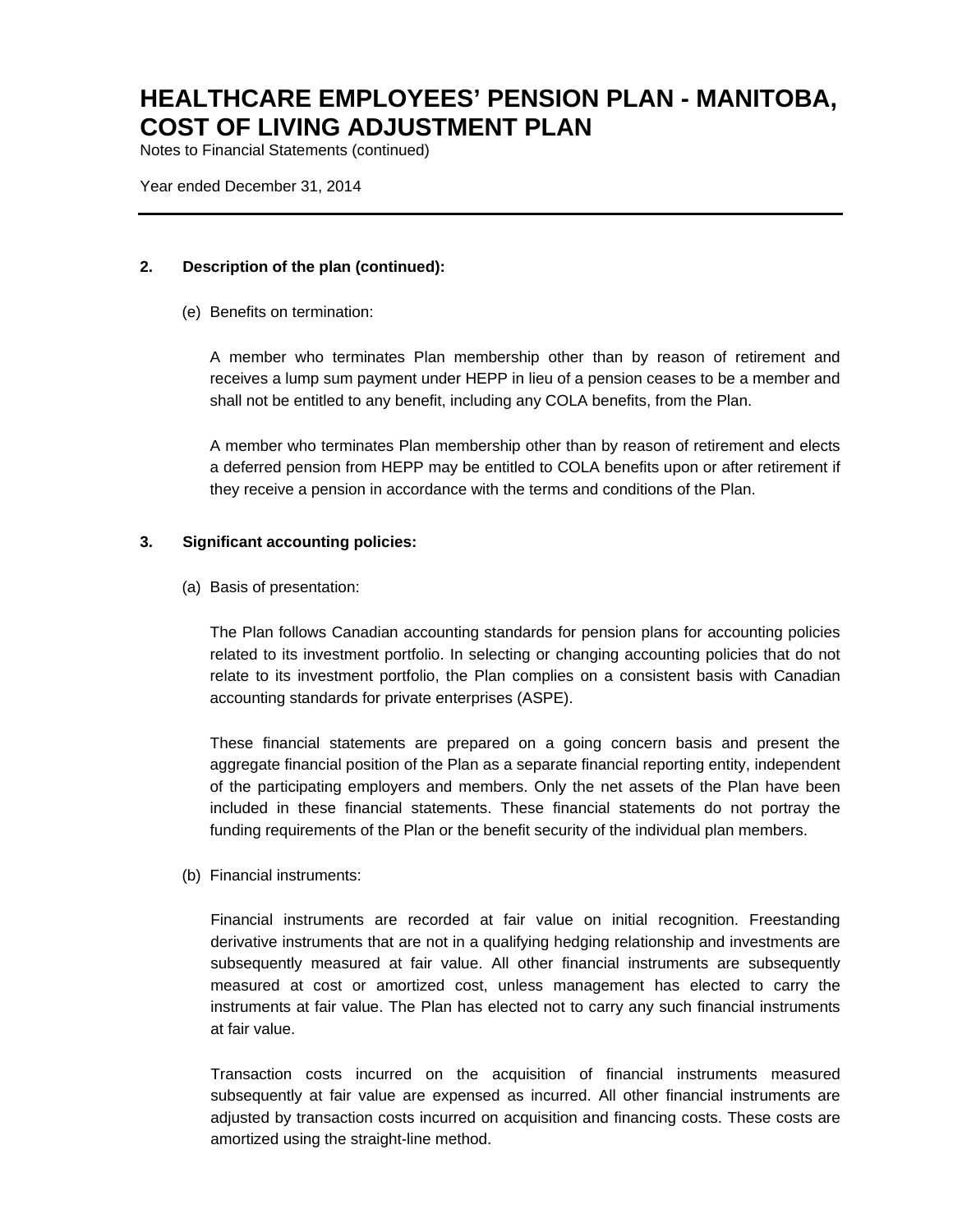## 2. Description of the plan (continued):

(e) Benefits on termination:

A member who terminates Plan membership other than by reason of retirement and receives a lump sum payment under HEPP in lieu of a pension ceases to be a member and shall not be entitled to any benefit, including any COLA benefits, from the Plan.

A member who terminates Plan membership other than by reason of retirement and elects a deferred pension from HEPP may be entitled to COLA benefits upon or after retirement if they receive a pension in accordance with the terms and conditions of the Plan.

## 3. Significant accounting policies:

(a) Basis of presentation:

The Plan follows Canadian accounting standards for pension plans for accounting policies related to its investment portfolio. In selecting or changing accounting policies that do not relate to its investment portfolio, the Plan complies on a consistent basis with Canadian accounting standards for private enterprises (ASPE).

These financial statements are prepared on a going concern basis and present the aggregate financial position of the Plan as a separate financial reporting entity, independent of the participating employers and members. Only the net assets of the Plan have been included in these financial statements. These financial statements do not portray the funding requirements of the Plan or the benefit security of the individual plan members.

(b) Financial instruments:

Financial instruments are recorded at fair value on initial recognition. Freestanding derivative instruments that are not in a qualifying hedging relationship and investments are subsequently measured at fair value. All other financial instruments are subsequently measured at cost or amortized cost, unless management has elected to carry the instruments at fair value. The Plan has elected not to carry any such financial instruments at fair value.

Transaction costs incurred on the acquisition of financial instruments measured subsequently at fair value are expensed as incurred. All other financial instruments are adjusted by transaction costs incurred on acquisition and financing costs. These costs are amortized using the straight-line method.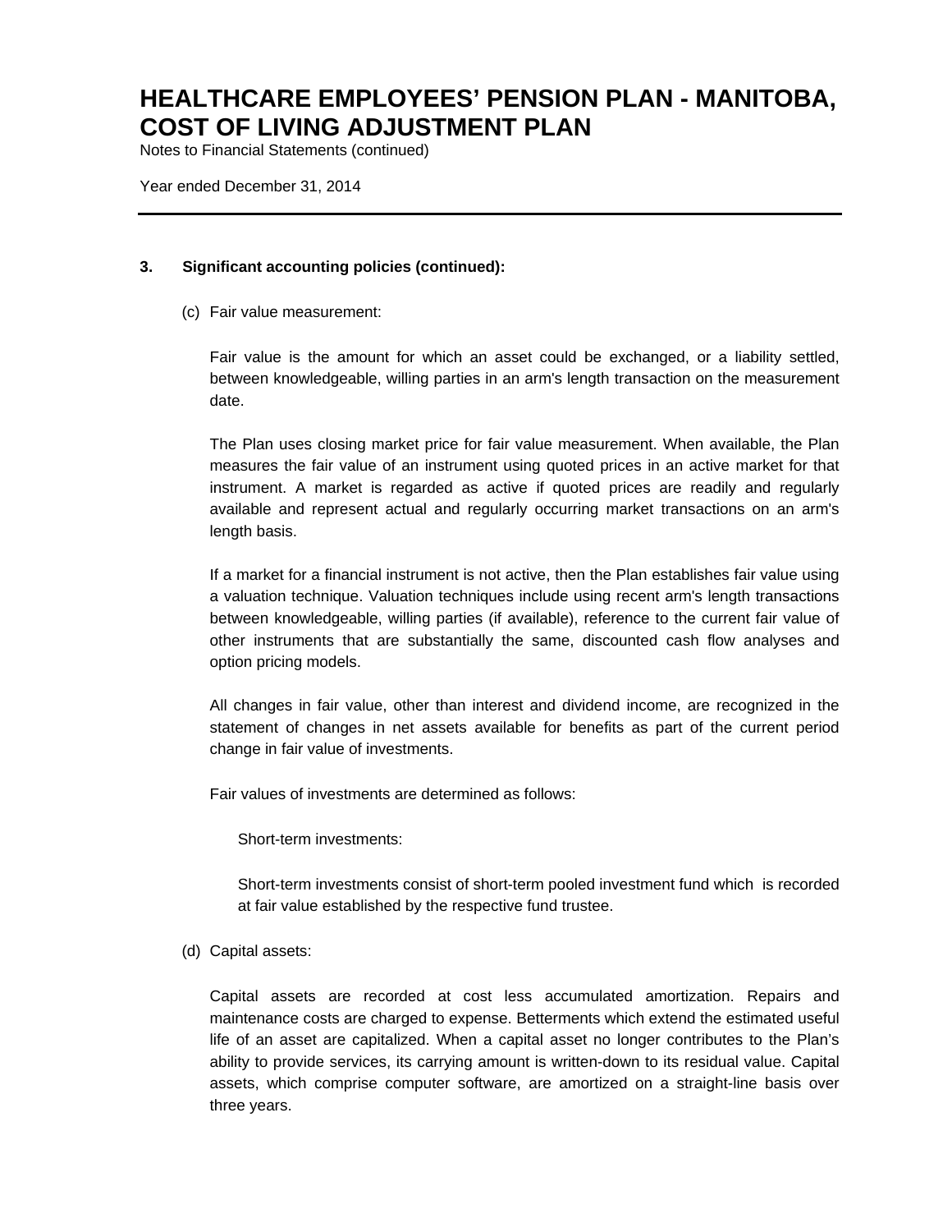### 3. Significant accounting policies (continued):

(c) Fair value measurement:

Fair value is the amount for which an asset could be exchanged, or a liability settled, between knowledgeable, willing parties in an arm's length transaction on the measurement date.

The Plan uses closing market price for fair value measurement. When available, the Plan measures the fair value of an instrument using quoted prices in an active market for that instrument. A market is regarded as active if quoted prices are readily and regularly available and represent actual and regularly occurring market transactions on an arm's length basis.

If a market for a financial instrument is not active, then the Plan establishes fair value using a valuation technique. Valuation techniques include using recent arm's length transactions between knowledgeable, willing parties (if available), reference to the current fair value of other instruments that are substantially the same, discounted cash flow analyses and option pricing models.

All changes in fair value, other than interest and dividend income, are recognized in the statement of changes in net assets available for benefits as part of the current period change in fair value of investments.

Fair values of investments are determined as follows:

Short-term investments:

Short-term investments consist of short-term pooled investment fund which is recorded at fair value established by the respective fund trustee.

(d) Capital assets:

Capital assets are recorded at cost less accumulated amortization. Repairs and maintenance costs are charged to expense. Betterments which extend the estimated useful life of an asset are capitalized. When a capital asset no longer contributes to the Plan's ability to provide services, its carrying amount is written-down to its residual value. Capital assets, which comprise computer software, are amortized on a straight-line basis over three years.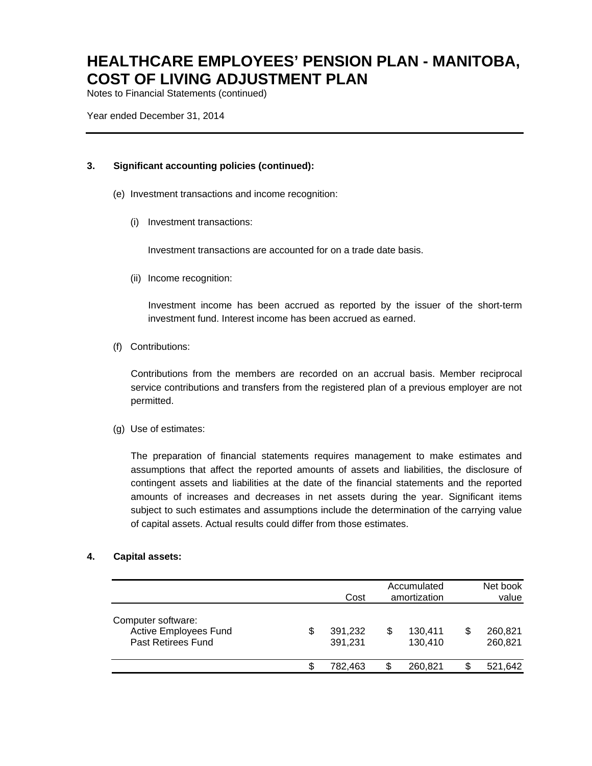# HEALTHCARE EMPLOYEES' PENSION PLAN - MANITOBA, COST OF LIVING ADJUSTMENT PLAN

Notes to Financial Statements (continued)

Year ended December 31, 2014

**3. Significant accounting policies (continued):**

(e) Investment transactions and income recognition:

(i) Investment transactions:

Investment transactions are accounted for on a trade date basis.

(ii) Income recognition:

Investment income has been accrued as reported by the issuer of the short-term investment fund. Interest income has been accrued as earned.

(f) Contributions:

Contributions from the members are recorded on an accrual basis. Member reciprocal service contributions and transfers from the registered plan of a previous employer are not permitted.

(g) Use of estimates:

The preparation of financial statements requires management to make estimates and assumptions that affect the reported amounts of assets and liabilities, the disclosure of contingent assets and liabilities at the date of the financial statements and the reported amounts of increases and decreases in net assets during the year. Significant items subject to such estimates and assumptions include the determination of the carrying value of capital assets. Actual results could differ from those estimates.

**4. Capital assets:**

| | Cost | Accumulated amortization | Net book value |
|---|---|---|---|
| Computer software: | | | |
| Active Employees Fund | $ 391,232 | $ 130,411 | $ 260,821 |
| Past Retirees Fund | 391,231 | 130,410 | 260,821 |
| | $ 782,463 | $ 260,821 | $ 521,642 |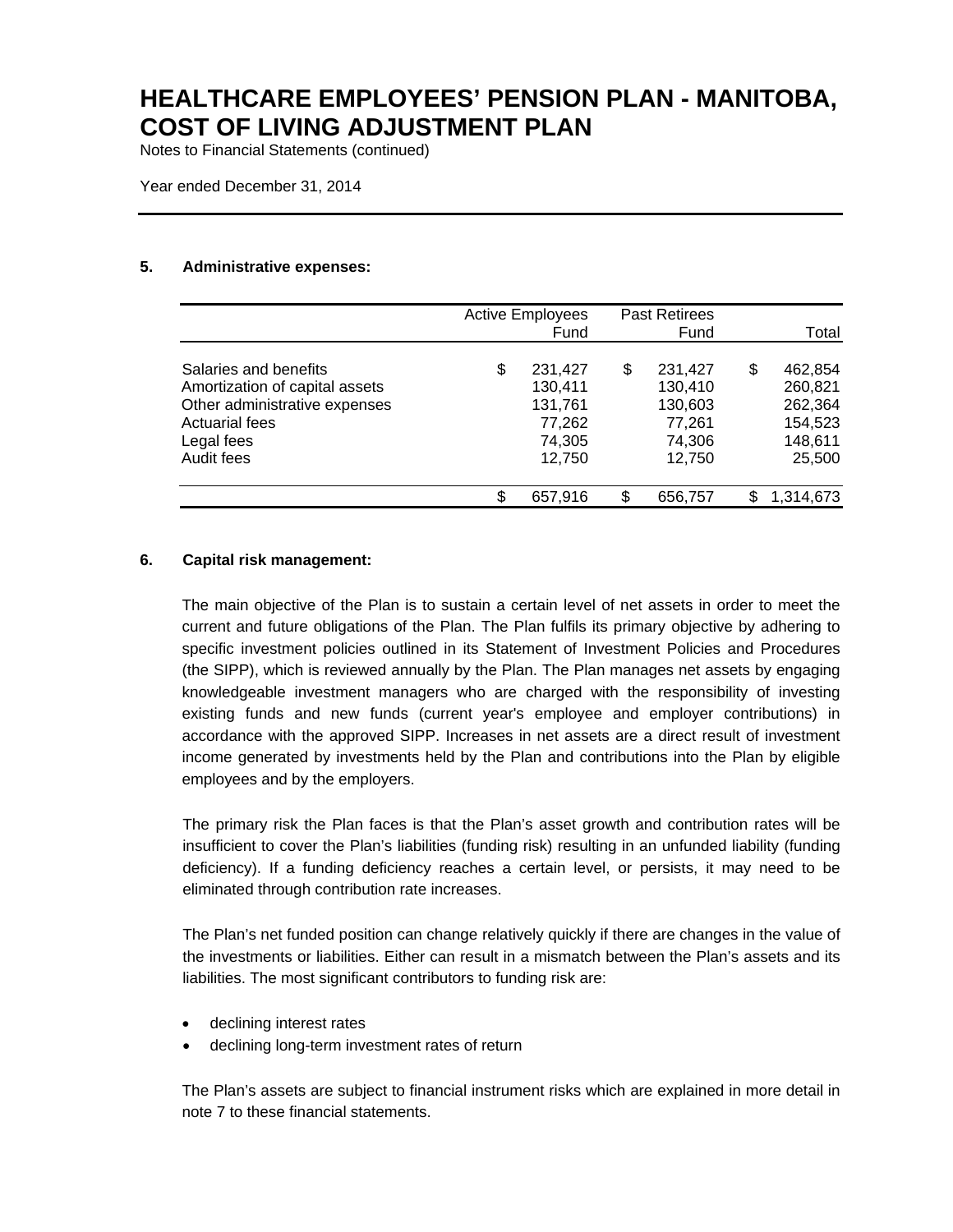# HEALTHCARE EMPLOYEES' PENSION PLAN - MANITOBA, COST OF LIVING ADJUSTMENT PLAN

Notes to Financial Statements (continued)

Year ended December 31, 2014

### 5. Administrative expenses:

| | Active Employees Fund | Past Retirees Fund | Total |
|---|---|---|---|
| Salaries and benefits | $ 231,427 | $ 231,427 | $ 462,854 |
| Amortization of capital assets | 130,411 | 130,410 | 260,821 |
| Other administrative expenses | 131,761 | 130,603 | 262,364 |
| Actuarial fees | 77,262 | 77,261 | 154,523 |
| Legal fees | 74,305 | 74,306 | 148,611 |
| Audit fees | 12,750 | 12,750 | 25,500 |
| | $ 657,916 | $ 656,757 | $ 1,314,673 |

### 6. Capital risk management:

The main objective of the Plan is to sustain a certain level of net assets in order to meet the current and future obligations of the Plan. The Plan fulfils its primary objective by adhering to specific investment policies outlined in its Statement of Investment Policies and Procedures (the SIPP), which is reviewed annually by the Plan. The Plan manages net assets by engaging knowledgeable investment managers who are charged with the responsibility of investing existing funds and new funds (current year's employee and employer contributions) in accordance with the approved SIPP. Increases in net assets are a direct result of investment income generated by investments held by the Plan and contributions into the Plan by eligible employees and by the employers.

The primary risk the Plan faces is that the Plan's asset growth and contribution rates will be insufficient to cover the Plan's liabilities (funding risk) resulting in an unfunded liability (funding deficiency). If a funding deficiency reaches a certain level, or persists, it may need to be eliminated through contribution rate increases.

The Plan's net funded position can change relatively quickly if there are changes in the value of the investments or liabilities. Either can result in a mismatch between the Plan's assets and its liabilities. The most significant contributors to funding risk are:

- declining interest rates
- declining long-term investment rates of return

The Plan's assets are subject to financial instrument risks which are explained in more detail in note 7 to these financial statements.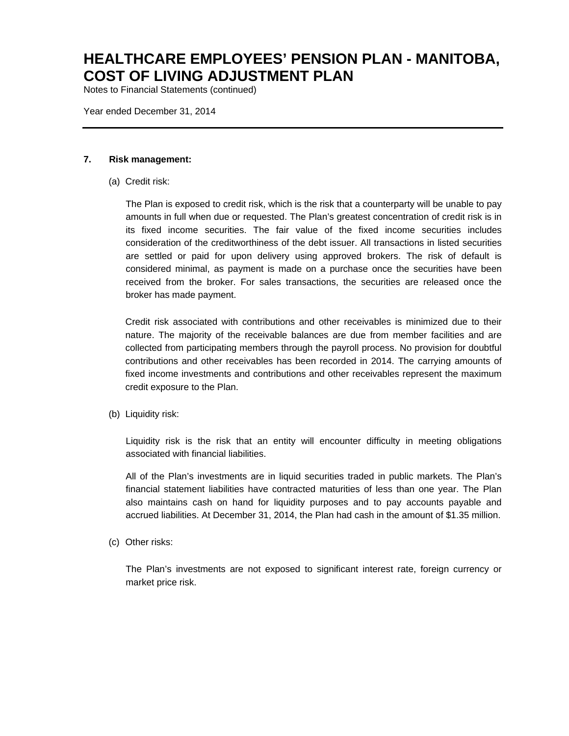**7. Risk management:**

(a) Credit risk:

The Plan is exposed to credit risk, which is the risk that a counterparty will be unable to pay amounts in full when due or requested. The Plan's greatest concentration of credit risk is in its fixed income securities. The fair value of the fixed income securities includes consideration of the creditworthiness of the debt issuer. All transactions in listed securities are settled or paid for upon delivery using approved brokers. The risk of default is considered minimal, as payment is made on a purchase once the securities have been received from the broker. For sales transactions, the securities are released once the broker has made payment.

Credit risk associated with contributions and other receivables is minimized due to their nature. The majority of the receivable balances are due from member facilities and are collected from participating members through the payroll process. No provision for doubtful contributions and other receivables has been recorded in 2014. The carrying amounts of fixed income investments and contributions and other receivables represent the maximum credit exposure to the Plan.

(b) Liquidity risk:

Liquidity risk is the risk that an entity will encounter difficulty in meeting obligations associated with financial liabilities.

All of the Plan's investments are in liquid securities traded in public markets. The Plan's financial statement liabilities have contracted maturities of less than one year. The Plan also maintains cash on hand for liquidity purposes and to pay accounts payable and accrued liabilities. At December 31, 2014, the Plan had cash in the amount of $1.35 million.

(c) Other risks:

The Plan's investments are not exposed to significant interest rate, foreign currency or market price risk.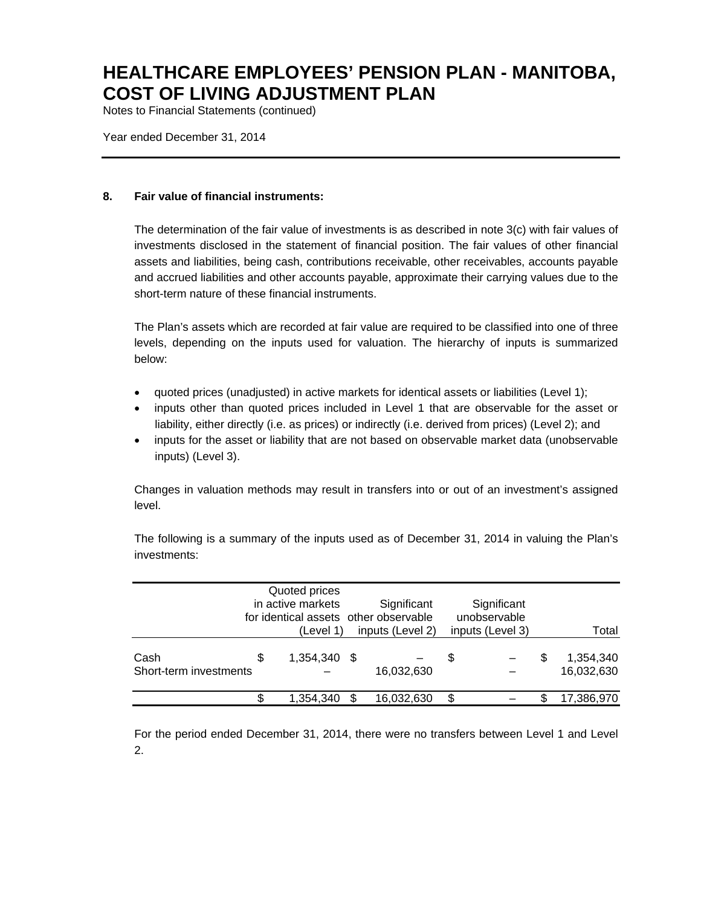## 8. Fair value of financial instruments:

The determination of the fair value of investments is as described in note 3(c) with fair values of investments disclosed in the statement of financial position. The fair values of other financial assets and liabilities, being cash, contributions receivable, other receivables, accounts payable and accrued liabilities and other accounts payable, approximate their carrying values due to the short-term nature of these financial instruments.

The Plan's assets which are recorded at fair value are required to be classified into one of three levels, depending on the inputs used for valuation. The hierarchy of inputs is summarized below:

- quoted prices (unadjusted) in active markets for identical assets or liabilities (Level 1);
- inputs other than quoted prices included in Level 1 that are observable for the asset or liability, either directly (i.e. as prices) or indirectly (i.e. derived from prices) (Level 2); and
- inputs for the asset or liability that are not based on observable market data (unobservable inputs) (Level 3).

Changes in valuation methods may result in transfers into or out of an investment's assigned level.

The following is a summary of the inputs used as of December 31, 2014 in valuing the Plan's investments:

| | Quoted prices in active markets for identical assets (Level 1) | Significant other observable inputs (Level 2) | Significant unobservable inputs (Level 3) | Total |
|---|---|---|---|---|
| Cash | $ 1,354,340 | $ – | $ – | $ 1,354,340 |
| Short-term investments | – | 16,032,630 | – | 16,032,630 |
| | $ 1,354,340 | $ 16,032,630 | $ – | $ 17,386,970 |

For the period ended December 31, 2014, there were no transfers between Level 1 and Level 2.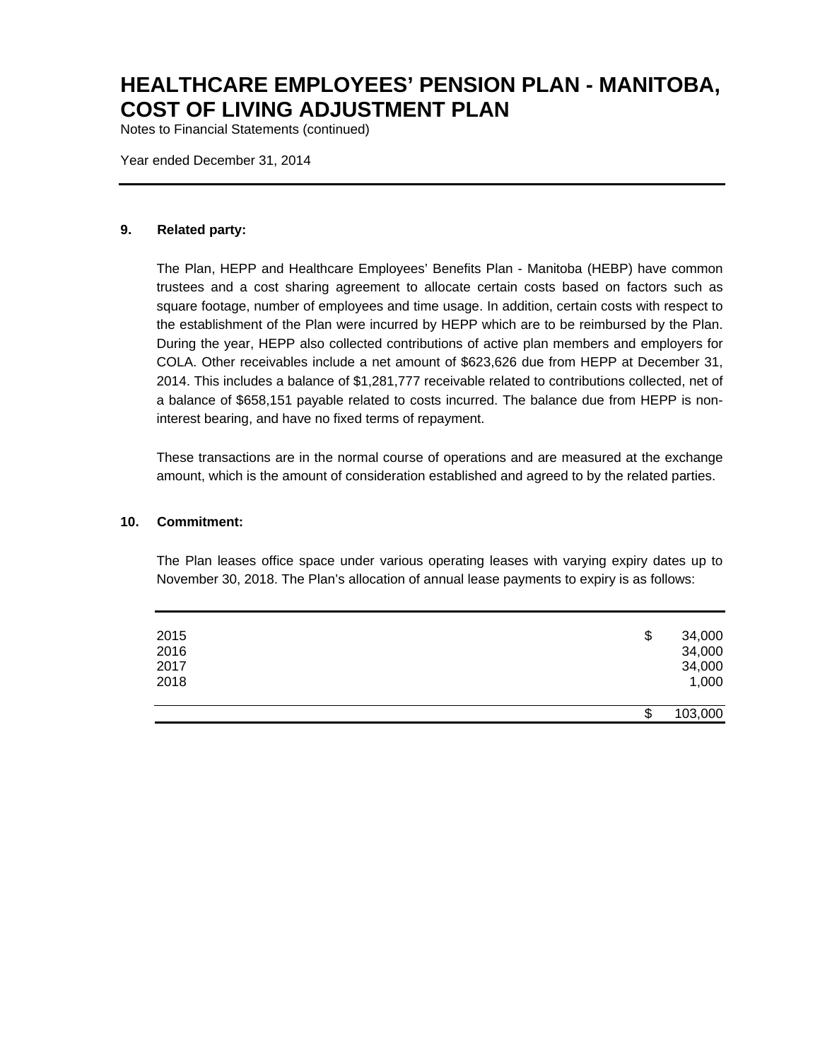# HEALTHCARE EMPLOYEES' PENSION PLAN - MANITOBA, COST OF LIVING ADJUSTMENT PLAN

Notes to Financial Statements (continued)

Year ended December 31, 2014

---

## 9. Related party:

The Plan, HEPP and Healthcare Employees' Benefits Plan - Manitoba (HEBP) have common trustees and a cost sharing agreement to allocate certain costs based on factors such as square footage, number of employees and time usage. In addition, certain costs with respect to the establishment of the Plan were incurred by HEPP which are to be reimbursed by the Plan. During the year, HEPP also collected contributions of active plan members and employers for COLA. Other receivables include a net amount of $623,626 due from HEPP at December 31, 2014. This includes a balance of $1,281,777 receivable related to contributions collected, net of a balance of $658,151 payable related to costs incurred. The balance due from HEPP is non-interest bearing, and have no fixed terms of repayment.

These transactions are in the normal course of operations and are measured at the exchange amount, which is the amount of consideration established and agreed to by the related parties.

## 10. Commitment:

The Plan leases office space under various operating leases with varying expiry dates up to November 30, 2018. The Plan's allocation of annual lease payments to expiry is as follows:

| | |
|---|---|
| 2015 | $ 34,000 |
| 2016 | 34,000 |
| 2017 | 34,000 |
| 2018 | 1,000 |
| | $ 103,000 |